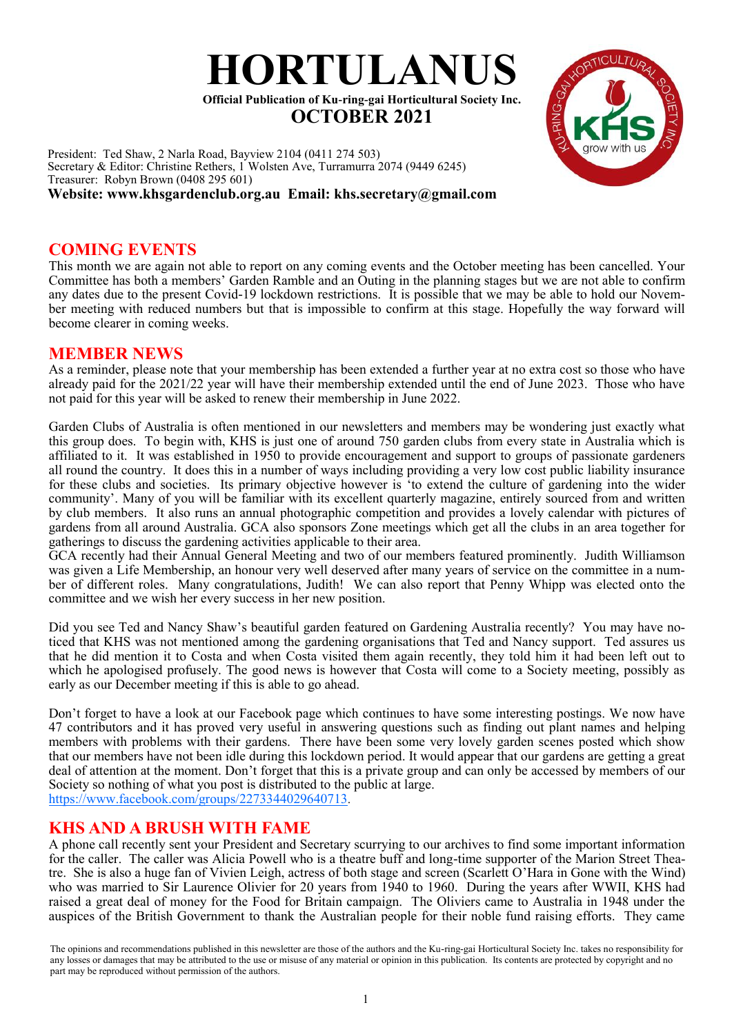# HORTULANUS

**Official Publication of Ku-ring-gai Horticultural Society Inc.**

## OCTOBER 2021

President: Ted Shaw, 2 Narla Road, Bayview 2104 (0411 274 503)
Secretary & Editor: Christine Rethers, 1 Wolsten Ave, Turramurra 2074 (9449 6245)
Treasurer: Robyn Brown (0408 295 601)
**Website: www.khsgardenclub.org.au Email: khs.secretary@gmail.com**

## COMING EVENTS

This month we are again not able to report on any coming events and the October meeting has been cancelled. Your Committee has both a members' Garden Ramble and an Outing in the planning stages but we are not able to confirm any dates due to the present Covid-19 lockdown restrictions. It is possible that we may be able to hold our November meeting with reduced numbers but that is impossible to confirm at this stage. Hopefully the way forward will become clearer in coming weeks.

## MEMBER NEWS

As a reminder, please note that your membership has been extended a further year at no extra cost so those who have already paid for the 2021/22 year will have their membership extended until the end of June 2023. Those who have not paid for this year will be asked to renew their membership in June 2022.

Garden Clubs of Australia is often mentioned in our newsletters and members may be wondering just exactly what this group does. To begin with, KHS is just one of around 750 garden clubs from every state in Australia which is affiliated to it. It was established in 1950 to provide encouragement and support to groups of passionate gardeners all round the country. It does this in a number of ways including providing a very low cost public liability insurance for these clubs and societies. Its primary objective however is 'to extend the culture of gardening into the wider community'. Many of you will be familiar with its excellent quarterly magazine, entirely sourced from and written by club members. It also runs an annual photographic competition and provides a lovely calendar with pictures of gardens from all around Australia. GCA also sponsors Zone meetings which get all the clubs in an area together for gatherings to discuss the gardening activities applicable to their area.
GCA recently had their Annual General Meeting and two of our members featured prominently. Judith Williamson was given a Life Membership, an honour very well deserved after many years of service on the committee in a number of different roles. Many congratulations, Judith! We can also report that Penny Whipp was elected onto the committee and we wish her every success in her new position.

Did you see Ted and Nancy Shaw's beautiful garden featured on Gardening Australia recently? You may have noticed that KHS was not mentioned among the gardening organisations that Ted and Nancy support. Ted assures us that he did mention it to Costa and when Costa visited them again recently, they told him it had been left out to which he apologised profusely. The good news is however that Costa will come to a Society meeting, possibly as early as our December meeting if this is able to go ahead.

Don't forget to have a look at our Facebook page which continues to have some interesting postings. We now have 47 contributors and it has proved very useful in answering questions such as finding out plant names and helping members with problems with their gardens. There have been some very lovely garden scenes posted which show that our members have not been idle during this lockdown period. It would appear that our gardens are getting a great deal of attention at the moment. Don't forget that this is a private group and can only be accessed by members of our Society so nothing of what you post is distributed to the public at large.
https://www.facebook.com/groups/2273344029640713.

## KHS AND A BRUSH WITH FAME

A phone call recently sent your President and Secretary scurrying to our archives to find some important information for the caller. The caller was Alicia Powell who is a theatre buff and long-time supporter of the Marion Street Theatre. She is also a huge fan of Vivien Leigh, actress of both stage and screen (Scarlett O'Hara in Gone with the Wind) who was married to Sir Laurence Olivier for 20 years from 1940 to 1960. During the years after WWII, KHS had raised a great deal of money for the Food for Britain campaign. The Oliviers came to Australia in 1948 under the auspices of the British Government to thank the Australian people for their noble fund raising efforts. They came

The opinions and recommendations published in this newsletter are those of the authors and the Ku-ring-gai Horticultural Society Inc. takes no responsibility for any losses or damages that may be attributed to the use or misuse of any material or opinion in this publication. Its contents are protected by copyright and no part may be reproduced without permission of the authors.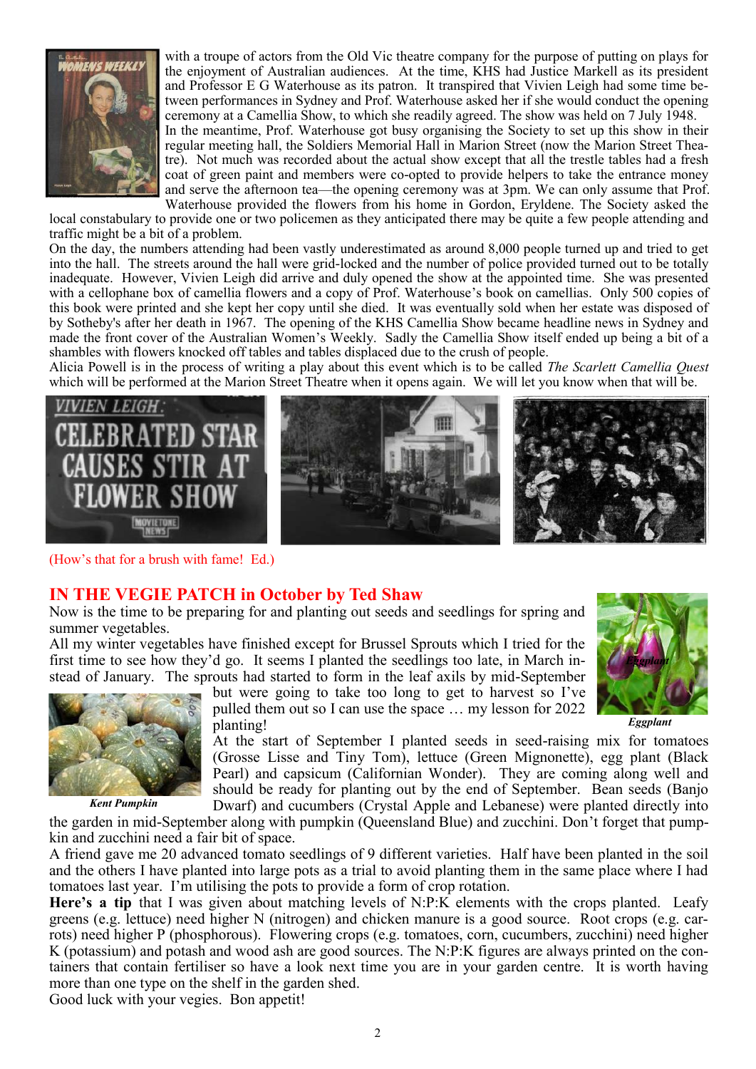with a troupe of actors from the Old Vic theatre company for the purpose of putting on plays for the enjoyment of Australian audiences. At the time, KHS had Justice Markell as its president and Professor E G Waterhouse as its patron. It transpired that Vivien Leigh had some time between performances in Sydney and Prof. Waterhouse asked her if she would conduct the opening ceremony at a Camellia Show, to which she readily agreed. The show was held on 7 July 1948.

In the meantime, Prof. Waterhouse got busy organising the Society to set up this show in their regular meeting hall, the Soldiers Memorial Hall in Marion Street (now the Marion Street Theatre). Not much was recorded about the actual show except that all the trestle tables had a fresh coat of green paint and members were co-opted to provide helpers to take the entrance money and serve the afternoon tea—the opening ceremony was at 3pm. We can only assume that Prof. Waterhouse provided the flowers from his home in Gordon, Eryldene. The Society asked the local constabulary to provide one or two policemen as they anticipated there may be quite a few people attending and traffic might be a bit of a problem.

On the day, the numbers attending had been vastly underestimated as around 8,000 people turned up and tried to get into the hall. The streets around the hall were grid-locked and the number of police provided turned out to be totally inadequate. However, Vivien Leigh did arrive and duly opened the show at the appointed time. She was presented with a cellophane box of camellia flowers and a copy of Prof. Waterhouse's book on camellias. Only 500 copies of this book were printed and she kept her copy until she died. It was eventually sold when her estate was disposed of by Sotheby's after her death in 1967. The opening of the KHS Camellia Show became headline news in Sydney and made the front cover of the Australian Women's Weekly. Sadly the Camellia Show itself ended up being a bit of a shambles with flowers knocked off tables and tables displaced due to the crush of people.

Alicia Powell is in the process of writing a play about this event which is to be called *The Scarlett Camellia Quest* which will be performed at the Marion Street Theatre when it opens again. We will let you know when that will be.

(How's that for a brush with fame! Ed.)

## IN THE VEGIE PATCH in October by Ted Shaw

Now is the time to be preparing for and planting out seeds and seedlings for spring and summer vegetables.

All my winter vegetables have finished except for Brussel Sprouts which I tried for the first time to see how they'd go. It seems I planted the seedlings too late, in March instead of January. The sprouts had started to form in the leaf axils by mid-September but were going to take too long to get to harvest so I've pulled them out so I can use the space … my lesson for 2022 planting!

*Eggplant*

*Kent Pumpkin*

At the start of September I planted seeds in seed-raising mix for tomatoes (Grosse Lisse and Tiny Tom), lettuce (Green Mignonette), egg plant (Black Pearl) and capsicum (Californian Wonder). They are coming along well and should be ready for planting out by the end of September. Bean seeds (Banjo Dwarf) and cucumbers (Crystal Apple and Lebanese) were planted directly into the garden in mid-September along with pumpkin (Queensland Blue) and zucchini. Don't forget that pumpkin and zucchini need a fair bit of space.

A friend gave me 20 advanced tomato seedlings of 9 different varieties. Half have been planted in the soil and the others I have planted into large pots as a trial to avoid planting them in the same place where I had tomatoes last year. I'm utilising the pots to provide a form of crop rotation.

**Here's a tip** that I was given about matching levels of N:P:K elements with the crops planted. Leafy greens (e.g. lettuce) need higher N (nitrogen) and chicken manure is a good source. Root crops (e.g. carrots) need higher P (phosphorous). Flowering crops (e.g. tomatoes, corn, cucumbers, zucchini) need higher K (potassium) and potash and wood ash are good sources. The N:P:K figures are always printed on the containers that contain fertiliser so have a look next time you are in your garden centre. It is worth having more than one type on the shelf in the garden shed.

Good luck with your vegies. Bon appetit!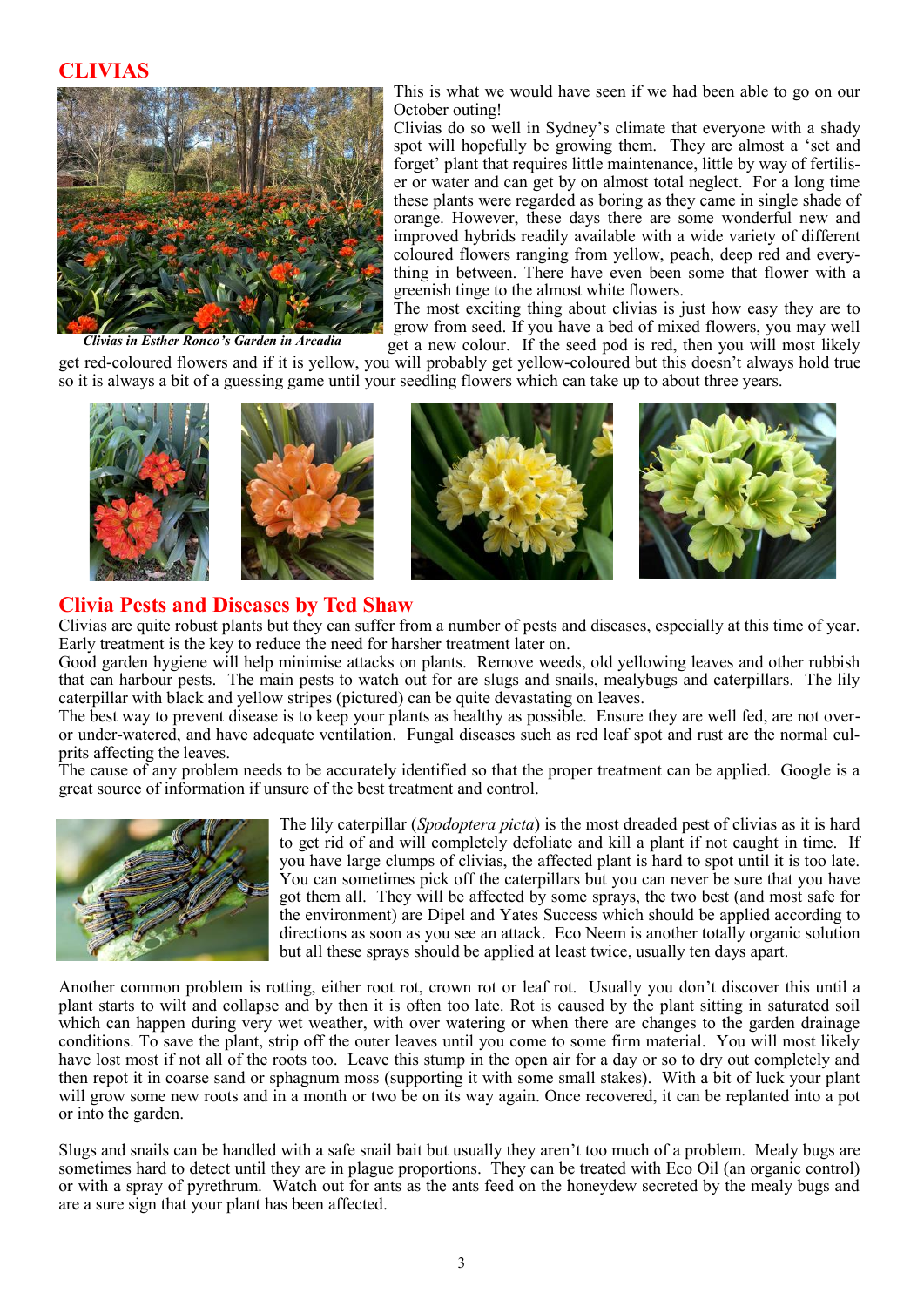## CLIVIAS

This is what we would have seen if we had been able to go on our October outing!

*Clivias in Esther Ronco's Garden in Arcadia*

Clivias do so well in Sydney's climate that everyone with a shady spot will hopefully be growing them. They are almost a 'set and forget' plant that requires little maintenance, little by way of fertiliser or water and can get by on almost total neglect. For a long time these plants were regarded as boring as they came in single shade of orange. However, these days there are some wonderful new and improved hybrids readily available with a wide variety of different coloured flowers ranging from yellow, peach, deep red and everything in between. There have even been some that flower with a greenish tinge to the almost white flowers.

The most exciting thing about clivias is just how easy they are to grow from seed. If you have a bed of mixed flowers, you may well get a new colour. If the seed pod is red, then you will most likely get red-coloured flowers and if it is yellow, you will probably get yellow-coloured but this doesn't always hold true so it is always a bit of a guessing game until your seedling flowers which can take up to about three years.

## Clivia Pests and Diseases by Ted Shaw

Clivias are quite robust plants but they can suffer from a number of pests and diseases, especially at this time of year. Early treatment is the key to reduce the need for harsher treatment later on.

Good garden hygiene will help minimise attacks on plants. Remove weeds, old yellowing leaves and other rubbish that can harbour pests. The main pests to watch out for are slugs and snails, mealybugs and caterpillars. The lily caterpillar with black and yellow stripes (pictured) can be quite devastating on leaves.

The best way to prevent disease is to keep your plants as healthy as possible. Ensure they are well fed, are not over- or under-watered, and have adequate ventilation. Fungal diseases such as red leaf spot and rust are the normal culprits affecting the leaves.

The cause of any problem needs to be accurately identified so that the proper treatment can be applied. Google is a great source of information if unsure of the best treatment and control.

The lily caterpillar (*Spodoptera picta*) is the most dreaded pest of clivias as it is hard to get rid of and will completely defoliate and kill a plant if not caught in time. If you have large clumps of clivias, the affected plant is hard to spot until it is too late. You can sometimes pick off the caterpillars but you can never be sure that you have got them all. They will be affected by some sprays, the two best (and most safe for the environment) are Dipel and Yates Success which should be applied according to directions as soon as you see an attack. Eco Neem is another totally organic solution but all these sprays should be applied at least twice, usually ten days apart.

Another common problem is rotting, either root rot, crown rot or leaf rot. Usually you don't discover this until a plant starts to wilt and collapse and by then it is often too late. Rot is caused by the plant sitting in saturated soil which can happen during very wet weather, with over watering or when there are changes to the garden drainage conditions. To save the plant, strip off the outer leaves until you come to some firm material. You will most likely have lost most if not all of the roots too. Leave this stump in the open air for a day or so to dry out completely and then repot it in coarse sand or sphagnum moss (supporting it with some small stakes). With a bit of luck your plant will grow some new roots and in a month or two be on its way again. Once recovered, it can be replanted into a pot or into the garden.

Slugs and snails can be handled with a safe snail bait but usually they aren't too much of a problem. Mealy bugs are sometimes hard to detect until they are in plague proportions. They can be treated with Eco Oil (an organic control) or with a spray of pyrethrum. Watch out for ants as the ants feed on the honeydew secreted by the mealy bugs and are a sure sign that your plant has been affected.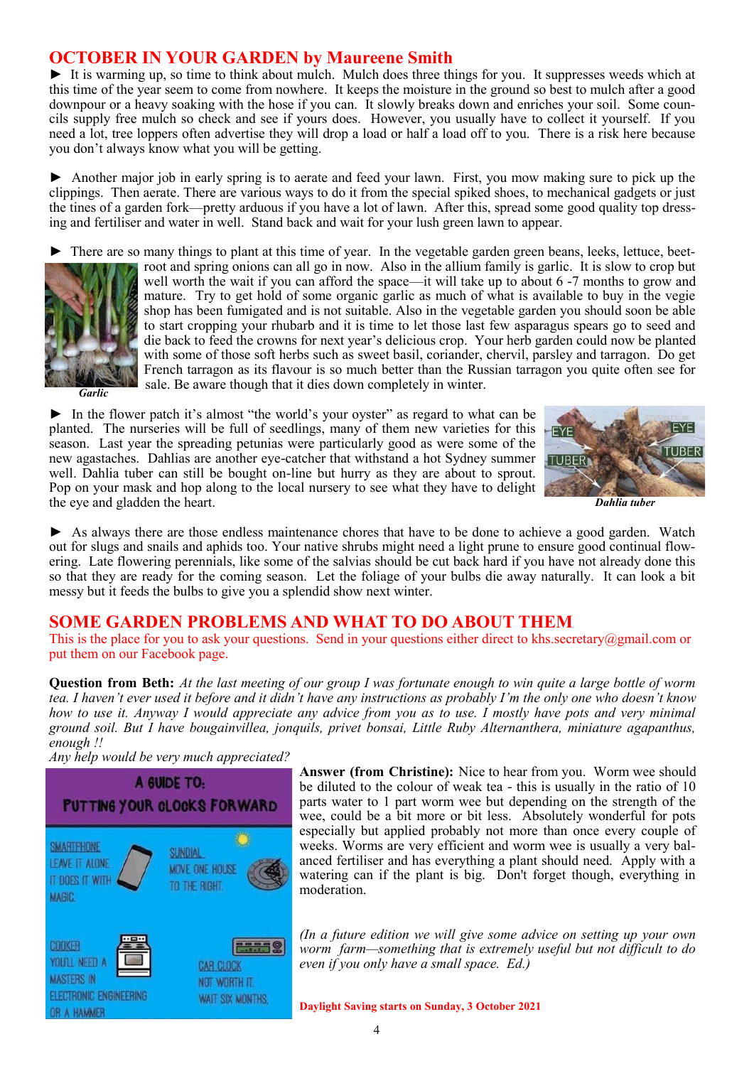## OCTOBER IN YOUR GARDEN by Maureene Smith

► It is warming up, so time to think about mulch. Mulch does three things for you. It suppresses weeds which at this time of the year seem to come from nowhere. It keeps the moisture in the ground so best to mulch after a good downpour or a heavy soaking with the hose if you can. It slowly breaks down and enriches your soil. Some councils supply free mulch so check and see if yours does. However, you usually have to collect it yourself. If you need a lot, tree loppers often advertise they will drop a load or half a load off to you. There is a risk here because you don't always know what you will be getting.

► Another major job in early spring is to aerate and feed your lawn. First, you mow making sure to pick up the clippings. Then aerate. There are various ways to do it from the special spiked shoes, to mechanical gadgets or just the tines of a garden fork—pretty arduous if you have a lot of lawn. After this, spread some good quality top dressing and fertiliser and water in well. Stand back and wait for your lush green lawn to appear.

► There are so many things to plant at this time of year. In the vegetable garden green beans, leeks, lettuce, beetroot and spring onions can all go in now. Also in the allium family is garlic. It is slow to crop but well worth the wait if you can afford the space—it will take up to about 6 -7 months to grow and mature. Try to get hold of some organic garlic as much of what is available to buy in the vegie shop has been fumigated and is not suitable. Also in the vegetable garden you should soon be able to start cropping your rhubarb and it is time to let those last few asparagus spears go to seed and die back to feed the crowns for next year's delicious crop. Your herb garden could now be planted with some of those soft herbs such as sweet basil, coriander, chervil, parsley and tarragon. Do get French tarragon as its flavour is so much better than the Russian tarragon you quite often see for sale. Be aware though that it dies down completely in winter.

*Garlic*

► In the flower patch it's almost "the world's your oyster" as regard to what can be planted. The nurseries will be full of seedlings, many of them new varieties for this season. Last year the spreading petunias were particularly good as were some of the new agastaches. Dahlias are another eye-catcher that withstand a hot Sydney summer well. Dahlia tuber can still be bought on-line but hurry as they are about to sprout. Pop on your mask and hop along to the local nursery to see what they have to delight the eye and gladden the heart.

*Dahlia tuber*

► As always there are those endless maintenance chores that have to be done to achieve a good garden. Watch out for slugs and snails and aphids too. Your native shrubs might need a light prune to ensure good continual flowering. Late flowering perennials, like some of the salvias should be cut back hard if you have not already done this so that they are ready for the coming season. Let the foliage of your bulbs die away naturally. It can look a bit messy but it feeds the bulbs to give you a splendid show next winter.

## SOME GARDEN PROBLEMS AND WHAT TO DO ABOUT THEM

This is the place for you to ask your questions. Send in your questions either direct to khs.secretary@gmail.com or put them on our Facebook page.

**Question from Beth:** *At the last meeting of our group I was fortunate enough to win quite a large bottle of worm tea. I haven't ever used it before and it didn't have any instructions as probably I'm the only one who doesn't know how to use it. Anyway I would appreciate any advice from you as to use. I mostly have pots and very minimal ground soil. But I have bougainvillea, jonquils, privet bonsai, Little Ruby Alternanthera, miniature agapanthus, enough !!*
*Any help would be very much appreciated?*

**Answer (from Christine):** Nice to hear from you. Worm wee should be diluted to the colour of weak tea - this is usually in the ratio of 10 parts water to 1 part worm wee but depending on the strength of the wee, could be a bit more or bit less. Absolutely wonderful for pots especially but applied probably not more than once every couple of weeks. Worms are very efficient and worm wee is usually a very balanced fertiliser and has everything a plant should need. Apply with a watering can if the plant is big. Don't forget though, everything in moderation.

*(In a future edition we will give some advice on setting up your own worm farm—something that is extremely useful but not difficult to do even if you only have a small space. Ed.)*

A GUIDE TO: PUTTING YOUR CLOCKS FORWARD

SMARTPHONE LEAVE IT ALONE. IT DOES IT WITH MAGIC.

SUNDIAL MOVE ONE HOUSE TO THE RIGHT.

COOKER YOU'LL NEED A MASTERS IN ELECTRONIC ENGINEERING OR A HAMMER

CAR CLOCK NOT WORTH IT. WAIT SIX MONTHS.

**Daylight Saving starts on Sunday, 3 October 2021**